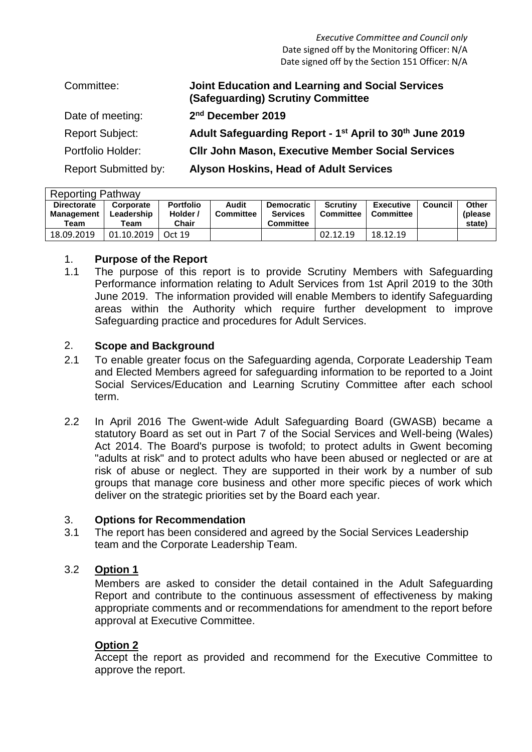*Executive Committee and Council only*
Date signed off by the Monitoring Officer: N/A
Date signed off by the Section 151 Officer: N/A

| | |
|---|---|
| Committee: | **Joint Education and Learning and Social Services (Safeguarding) Scrutiny Committee** |
| Date of meeting: | **2nd December 2019** |
| Report Subject: | **Adult Safeguarding Report - 1st April to 30th June 2019** |
| Portfolio Holder: | **Cllr John Mason, Executive Member Social Services** |
| Report Submitted by: | **Alyson Hoskins, Head of Adult Services** |

| Reporting Pathway | | | | | | | | |
|---|---|---|---|---|---|---|---|---|
| **Directorate Management Team** | **Corporate Leadership Team** | **Portfolio Holder / Chair** | **Audit Committee** | **Democratic Services Committee** | **Scrutiny Committee** | **Executive Committee** | **Council** | **Other (please state)** |
| 18.09.2019 | 01.10.2019 | Oct 19 | | | 02.12.19 | 18.12.19 | | |

## 1. Purpose of the Report

1.1 The purpose of this report is to provide Scrutiny Members with Safeguarding Performance information relating to Adult Services from 1st April 2019 to the 30th June 2019. The information provided will enable Members to identify Safeguarding areas within the Authority which require further development to improve Safeguarding practice and procedures for Adult Services.

## 2. Scope and Background

2.1 To enable greater focus on the Safeguarding agenda, Corporate Leadership Team and Elected Members agreed for safeguarding information to be reported to a Joint Social Services/Education and Learning Scrutiny Committee after each school term.

2.2 In April 2016 The Gwent-wide Adult Safeguarding Board (GWASB) became a statutory Board as set out in Part 7 of the Social Services and Well-being (Wales) Act 2014. The Board's purpose is twofold; to protect adults in Gwent becoming "adults at risk" and to protect adults who have been abused or neglected or are at risk of abuse or neglect. They are supported in their work by a number of sub groups that manage core business and other more specific pieces of work which deliver on the strategic priorities set by the Board each year.

## 3. Options for Recommendation

3.1 The report has been considered and agreed by the Social Services Leadership team and the Corporate Leadership Team.

3.2 **Option 1**

Members are asked to consider the detail contained in the Adult Safeguarding Report and contribute to the continuous assessment of effectiveness by making appropriate comments and or recommendations for amendment to the report before approval at Executive Committee.

**Option 2**

Accept the report as provided and recommend for the Executive Committee to approve the report.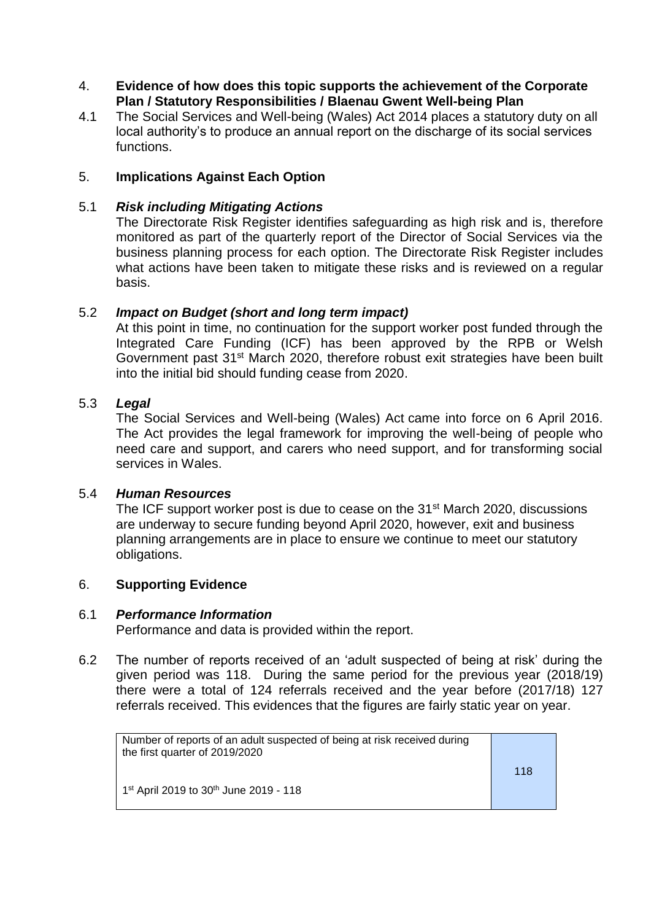## 4. Evidence of how does this topic supports the achievement of the Corporate Plan / Statutory Responsibilities / Blaenau Gwent Well-being Plan

4.1 The Social Services and Well-being (Wales) Act 2014 places a statutory duty on all local authority's to produce an annual report on the discharge of its social services functions.

## 5. Implications Against Each Option

### 5.1 *Risk including Mitigating Actions*

The Directorate Risk Register identifies safeguarding as high risk and is, therefore monitored as part of the quarterly report of the Director of Social Services via the business planning process for each option. The Directorate Risk Register includes what actions have been taken to mitigate these risks and is reviewed on a regular basis.

### 5.2 *Impact on Budget (short and long term impact)*

At this point in time, no continuation for the support worker post funded through the Integrated Care Funding (ICF) has been approved by the RPB or Welsh Government past 31st March 2020, therefore robust exit strategies have been built into the initial bid should funding cease from 2020.

### 5.3 *Legal*

The Social Services and Well-being (Wales) Act came into force on 6 April 2016. The Act provides the legal framework for improving the well-being of people who need care and support, and carers who need support, and for transforming social services in Wales.

### 5.4 *Human Resources*

The ICF support worker post is due to cease on the 31st March 2020, discussions are underway to secure funding beyond April 2020, however, exit and business planning arrangements are in place to ensure we continue to meet our statutory obligations.

## 6. Supporting Evidence

### 6.1 *Performance Information*

Performance and data is provided within the report.

6.2 The number of reports received of an 'adult suspected of being at risk' during the given period was 118. During the same period for the previous year (2018/19) there were a total of 124 referrals received and the year before (2017/18) 127 referrals received. This evidences that the figures are fairly static year on year.

| | |
|---|---|
| Number of reports of an adult suspected of being at risk received during the first quarter of 2019/2020<br><br>1st April 2019 to 30th June 2019 - 118 | 118 |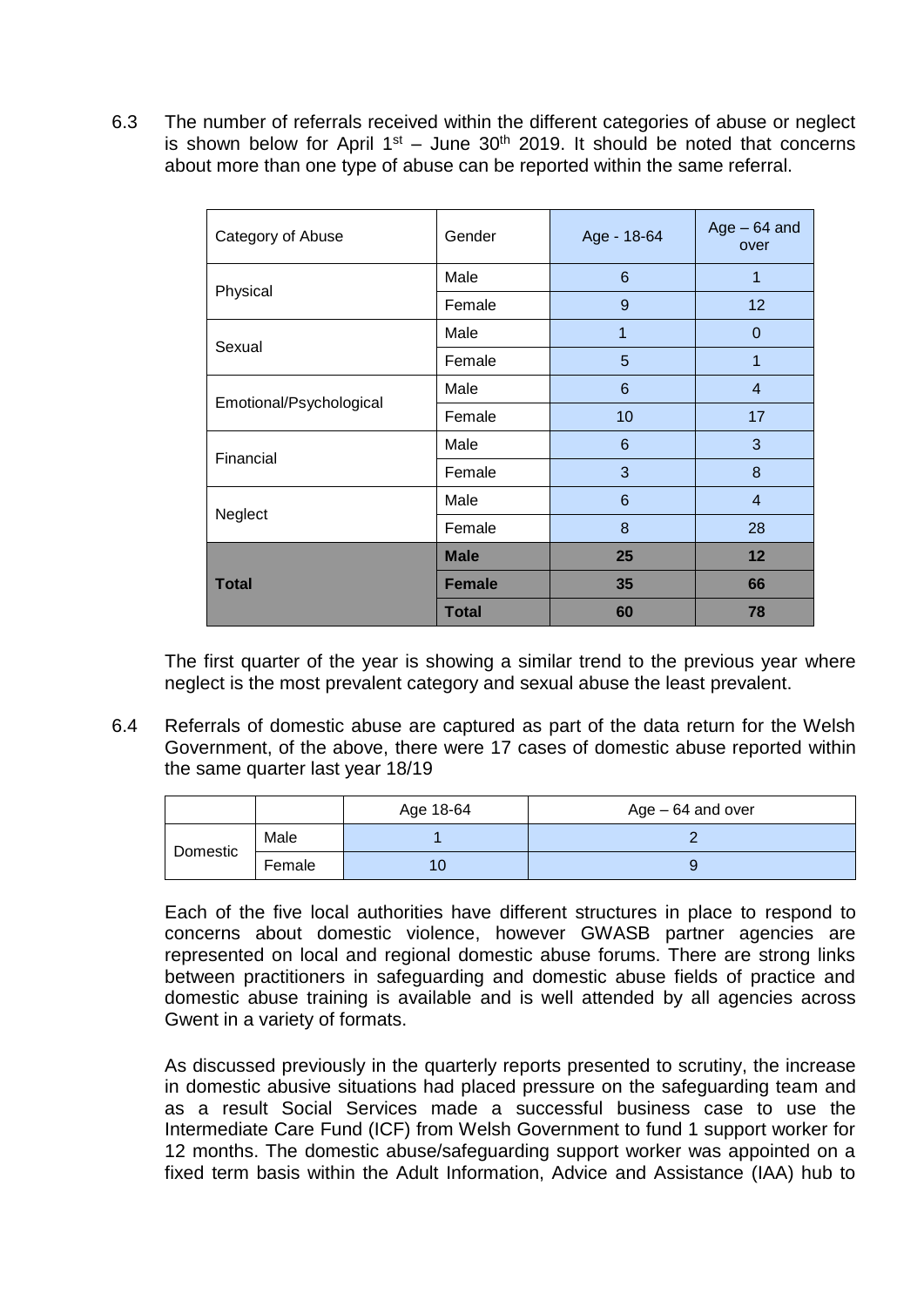6.3 The number of referrals received within the different categories of abuse or neglect is shown below for April 1st – June 30th 2019. It should be noted that concerns about more than one type of abuse can be reported within the same referral.

| Category of Abuse | Gender | Age - 18-64 | Age – 64 and over |
|---|---|---|---|
| Physical | Male | 6 | 1 |
| | Female | 9 | 12 |
| Sexual | Male | 1 | 0 |
| | Female | 5 | 1 |
| Emotional/Psychological | Male | 6 | 4 |
| | Female | 10 | 17 |
| Financial | Male | 6 | 3 |
| | Female | 3 | 8 |
| Neglect | Male | 6 | 4 |
| | Female | 8 | 28 |
| **Total** | **Male** | **25** | **12** |
| | **Female** | **35** | **66** |
| | **Total** | **60** | **78** |

The first quarter of the year is showing a similar trend to the previous year where neglect is the most prevalent category and sexual abuse the least prevalent.

6.4 Referrals of domestic abuse are captured as part of the data return for the Welsh Government, of the above, there were 17 cases of domestic abuse reported within the same quarter last year 18/19

| | | Age 18-64 | Age – 64 and over |
|---|---|---|---|
| Domestic | Male | 1 | 2 |
| | Female | 10 | 9 |

Each of the five local authorities have different structures in place to respond to concerns about domestic violence, however GWASB partner agencies are represented on local and regional domestic abuse forums. There are strong links between practitioners in safeguarding and domestic abuse fields of practice and domestic abuse training is available and is well attended by all agencies across Gwent in a variety of formats.

As discussed previously in the quarterly reports presented to scrutiny, the increase in domestic abusive situations had placed pressure on the safeguarding team and as a result Social Services made a successful business case to use the Intermediate Care Fund (ICF) from Welsh Government to fund 1 support worker for 12 months. The domestic abuse/safeguarding support worker was appointed on a fixed term basis within the Adult Information, Advice and Assistance (IAA) hub to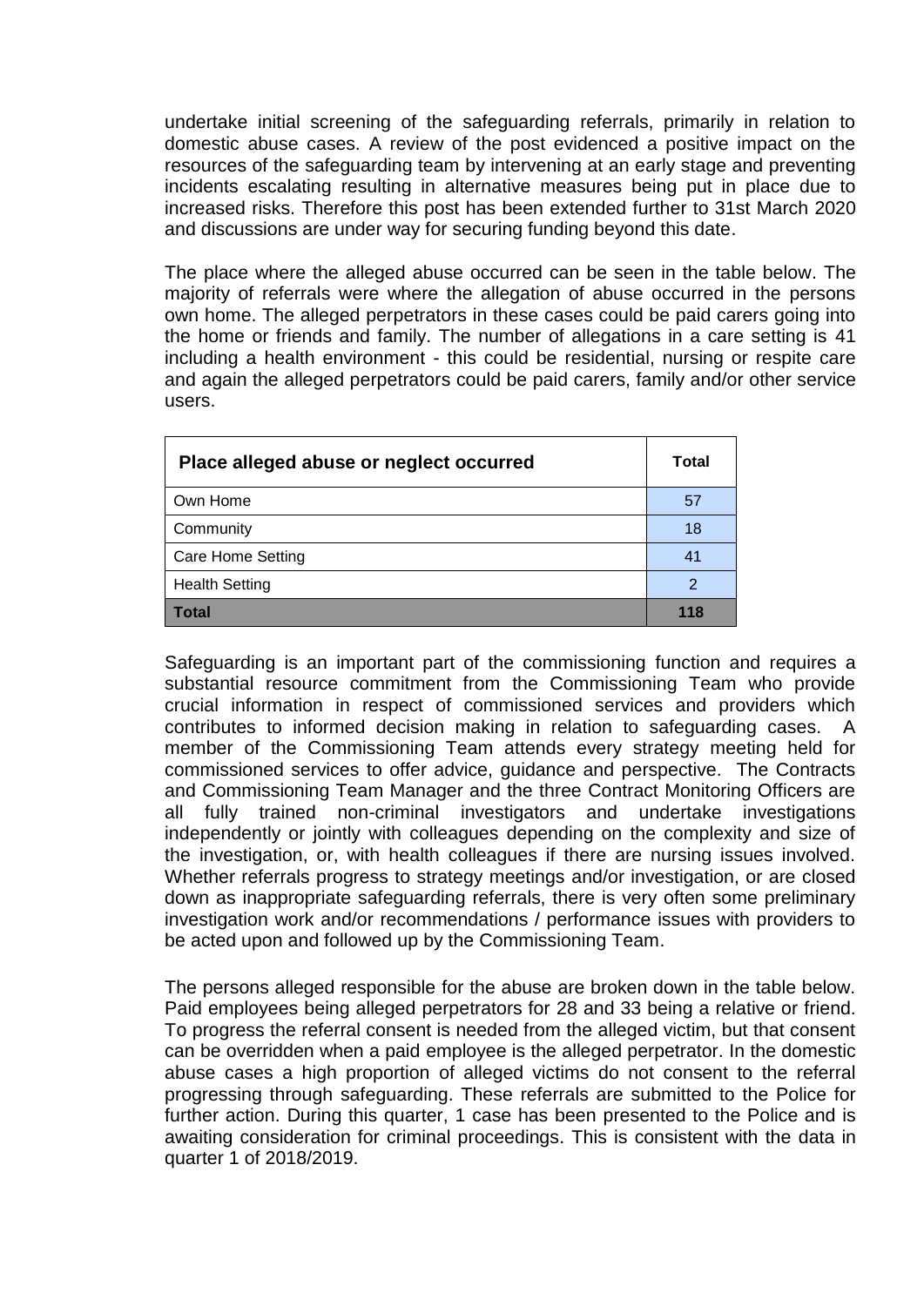undertake initial screening of the safeguarding referrals, primarily in relation to domestic abuse cases. A review of the post evidenced a positive impact on the resources of the safeguarding team by intervening at an early stage and preventing incidents escalating resulting in alternative measures being put in place due to increased risks. Therefore this post has been extended further to 31st March 2020 and discussions are under way for securing funding beyond this date.

The place where the alleged abuse occurred can be seen in the table below. The majority of referrals were where the allegation of abuse occurred in the persons own home. The alleged perpetrators in these cases could be paid carers going into the home or friends and family. The number of allegations in a care setting is 41 including a health environment - this could be residential, nursing or respite care and again the alleged perpetrators could be paid carers, family and/or other service users.

| Place alleged abuse or neglect occurred | Total |
|---|---|
| Own Home | 57 |
| Community | 18 |
| Care Home Setting | 41 |
| Health Setting | 2 |
| **Total** | **118** |

Safeguarding is an important part of the commissioning function and requires a substantial resource commitment from the Commissioning Team who provide crucial information in respect of commissioned services and providers which contributes to informed decision making in relation to safeguarding cases. A member of the Commissioning Team attends every strategy meeting held for commissioned services to offer advice, guidance and perspective. The Contracts and Commissioning Team Manager and the three Contract Monitoring Officers are all fully trained non-criminal investigators and undertake investigations independently or jointly with colleagues depending on the complexity and size of the investigation, or, with health colleagues if there are nursing issues involved. Whether referrals progress to strategy meetings and/or investigation, or are closed down as inappropriate safeguarding referrals, there is very often some preliminary investigation work and/or recommendations / performance issues with providers to be acted upon and followed up by the Commissioning Team.

The persons alleged responsible for the abuse are broken down in the table below. Paid employees being alleged perpetrators for 28 and 33 being a relative or friend. To progress the referral consent is needed from the alleged victim, but that consent can be overridden when a paid employee is the alleged perpetrator. In the domestic abuse cases a high proportion of alleged victims do not consent to the referral progressing through safeguarding. These referrals are submitted to the Police for further action. During this quarter, 1 case has been presented to the Police and is awaiting consideration for criminal proceedings. This is consistent with the data in quarter 1 of 2018/2019.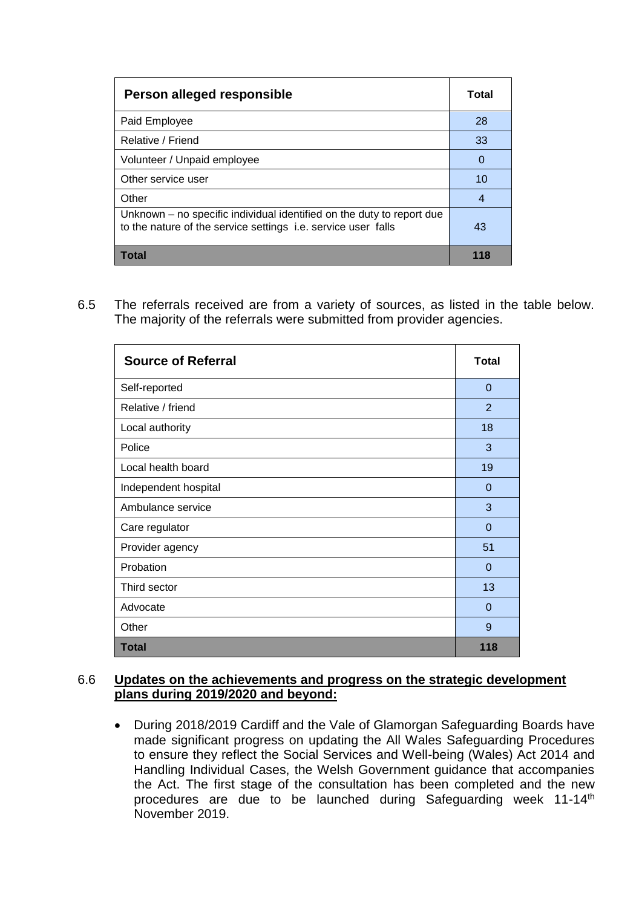| Person alleged responsible | Total |
|---|---|
| Paid Employee | 28 |
| Relative / Friend | 33 |
| Volunteer / Unpaid employee | 0 |
| Other service user | 10 |
| Other | 4 |
| Unknown – no specific individual identified on the duty to report due to the nature of the service settings i.e. service user falls | 43 |
| **Total** | **118** |

6.5 The referrals received are from a variety of sources, as listed in the table below. The majority of the referrals were submitted from provider agencies.

| Source of Referral | Total |
|---|---|
| Self-reported | 0 |
| Relative / friend | 2 |
| Local authority | 18 |
| Police | 3 |
| Local health board | 19 |
| Independent hospital | 0 |
| Ambulance service | 3 |
| Care regulator | 0 |
| Provider agency | 51 |
| Probation | 0 |
| Third sector | 13 |
| Advocate | 0 |
| Other | 9 |
| **Total** | **118** |

6.6 **Updates on the achievements and progress on the strategic development plans during 2019/2020 and beyond:**

- During 2018/2019 Cardiff and the Vale of Glamorgan Safeguarding Boards have made significant progress on updating the All Wales Safeguarding Procedures to ensure they reflect the Social Services and Well-being (Wales) Act 2014 and Handling Individual Cases, the Welsh Government guidance that accompanies the Act. The first stage of the consultation has been completed and the new procedures are due to be launched during Safeguarding week 11-14th November 2019.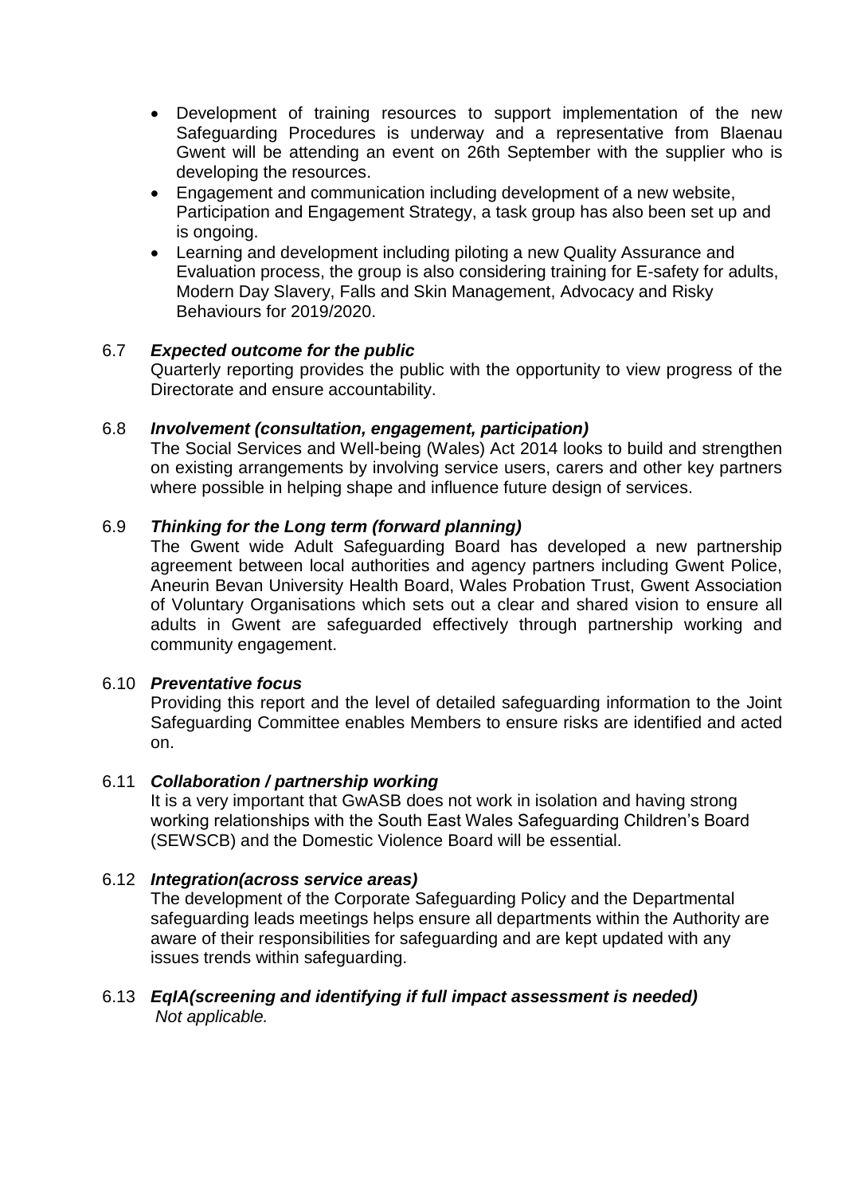- Development of training resources to support implementation of the new Safeguarding Procedures is underway and a representative from Blaenau Gwent will be attending an event on 26th September with the supplier who is developing the resources.
- Engagement and communication including development of a new website, Participation and Engagement Strategy, a task group has also been set up and is ongoing.
- Learning and development including piloting a new Quality Assurance and Evaluation process, the group is also considering training for E-safety for adults, Modern Day Slavery, Falls and Skin Management, Advocacy and Risky Behaviours for 2019/2020.

6.7 ***Expected outcome for the public***

Quarterly reporting provides the public with the opportunity to view progress of the Directorate and ensure accountability.

6.8 ***Involvement (consultation, engagement, participation)***

The Social Services and Well-being (Wales) Act 2014 looks to build and strengthen on existing arrangements by involving service users, carers and other key partners where possible in helping shape and influence future design of services.

6.9 ***Thinking for the Long term (forward planning)***

The Gwent wide Adult Safeguarding Board has developed a new partnership agreement between local authorities and agency partners including Gwent Police, Aneurin Bevan University Health Board, Wales Probation Trust, Gwent Association of Voluntary Organisations which sets out a clear and shared vision to ensure all adults in Gwent are safeguarded effectively through partnership working and community engagement.

6.10 ***Preventative focus***

Providing this report and the level of detailed safeguarding information to the Joint Safeguarding Committee enables Members to ensure risks are identified and acted on.

6.11 ***Collaboration / partnership working***

It is a very important that GwASB does not work in isolation and having strong working relationships with the South East Wales Safeguarding Children's Board (SEWSCB) and the Domestic Violence Board will be essential.

6.12 ***Integration(across service areas)***

The development of the Corporate Safeguarding Policy and the Departmental safeguarding leads meetings helps ensure all departments within the Authority are aware of their responsibilities for safeguarding and are kept updated with any issues trends within safeguarding.

6.13 ***EqIA(screening and identifying if full impact assessment is needed)***

*Not applicable.*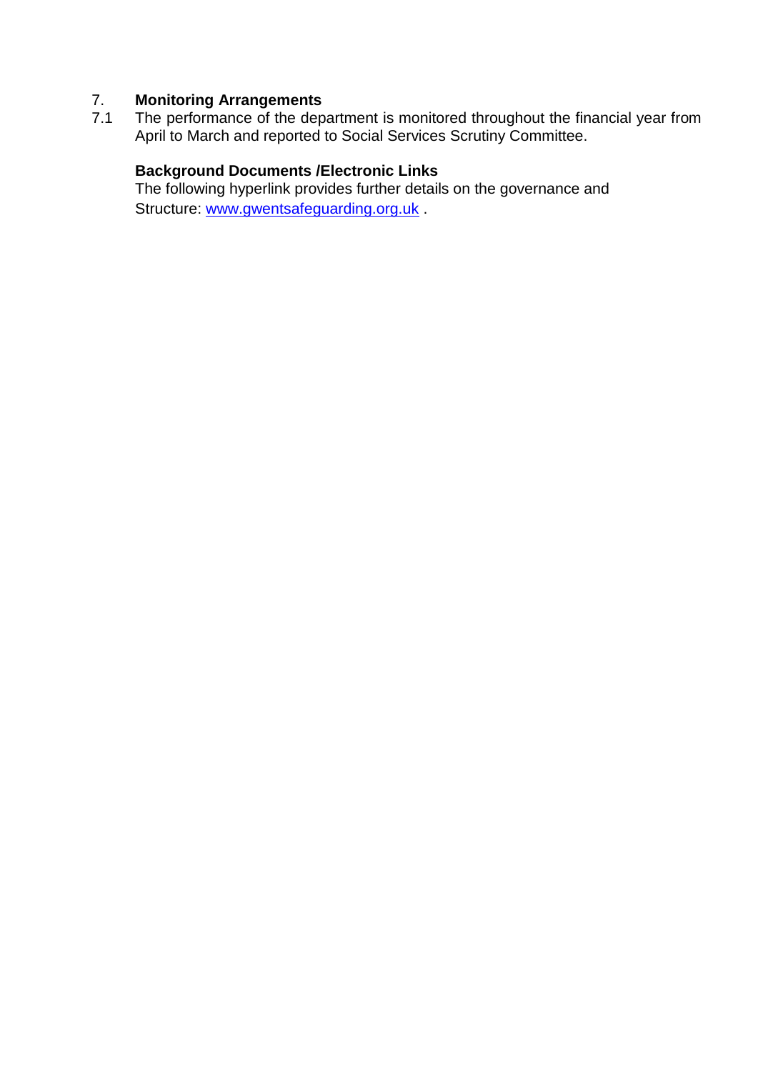## 7. Monitoring Arrangements

7.1 The performance of the department is monitored throughout the financial year from April to March and reported to Social Services Scrutiny Committee.

**Background Documents /Electronic Links**

The following hyperlink provides further details on the governance and Structure: [www.gwentsafeguarding.org.uk](http://www.gwentsafeguarding.org.uk) .